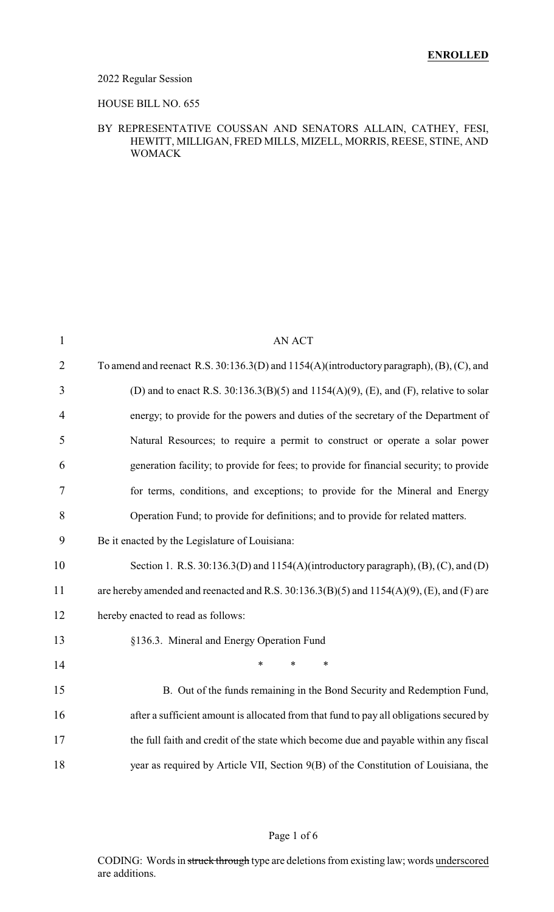**ENROLLED**

2022 Regular Session

HOUSE BILL NO. 655

BY REPRESENTATIVE COUSSAN AND SENATORS ALLAIN, CATHEY, FESI, HEWITT, MILLIGAN, FRED MILLS, MIZELL, MORRIS, REESE, STINE, AND WOMACK

AN ACT

To amend and reenact R.S. 30:136.3(D) and 1154(A)(introductory paragraph), (B), (C), and (D) and to enact R.S. 30:136.3(B)(5) and 1154(A)(9), (E), and (F), relative to solar energy; to provide for the powers and duties of the secretary of the Department of Natural Resources; to require a permit to construct or operate a solar power generation facility; to provide for fees; to provide for financial security; to provide for terms, conditions, and exceptions; to provide for the Mineral and Energy Operation Fund; to provide for definitions; and to provide for related matters.

Be it enacted by the Legislature of Louisiana:

Section 1. R.S. 30:136.3(D) and 1154(A)(introductory paragraph), (B), (C), and (D) are hereby amended and reenacted and R.S. 30:136.3(B)(5) and 1154(A)(9), (E), and (F) are hereby enacted to read as follows:

§136.3. Mineral and Energy Operation Fund

\* \* \*

B. Out of the funds remaining in the Bond Security and Redemption Fund, after a sufficient amount is allocated from that fund to pay all obligations secured by the full faith and credit of the state which become due and payable within any fiscal year as required by Article VII, Section 9(B) of the Constitution of Louisiana, the

CODING: Words in ~~struck through~~ type are deletions from existing law; words underscored are additions.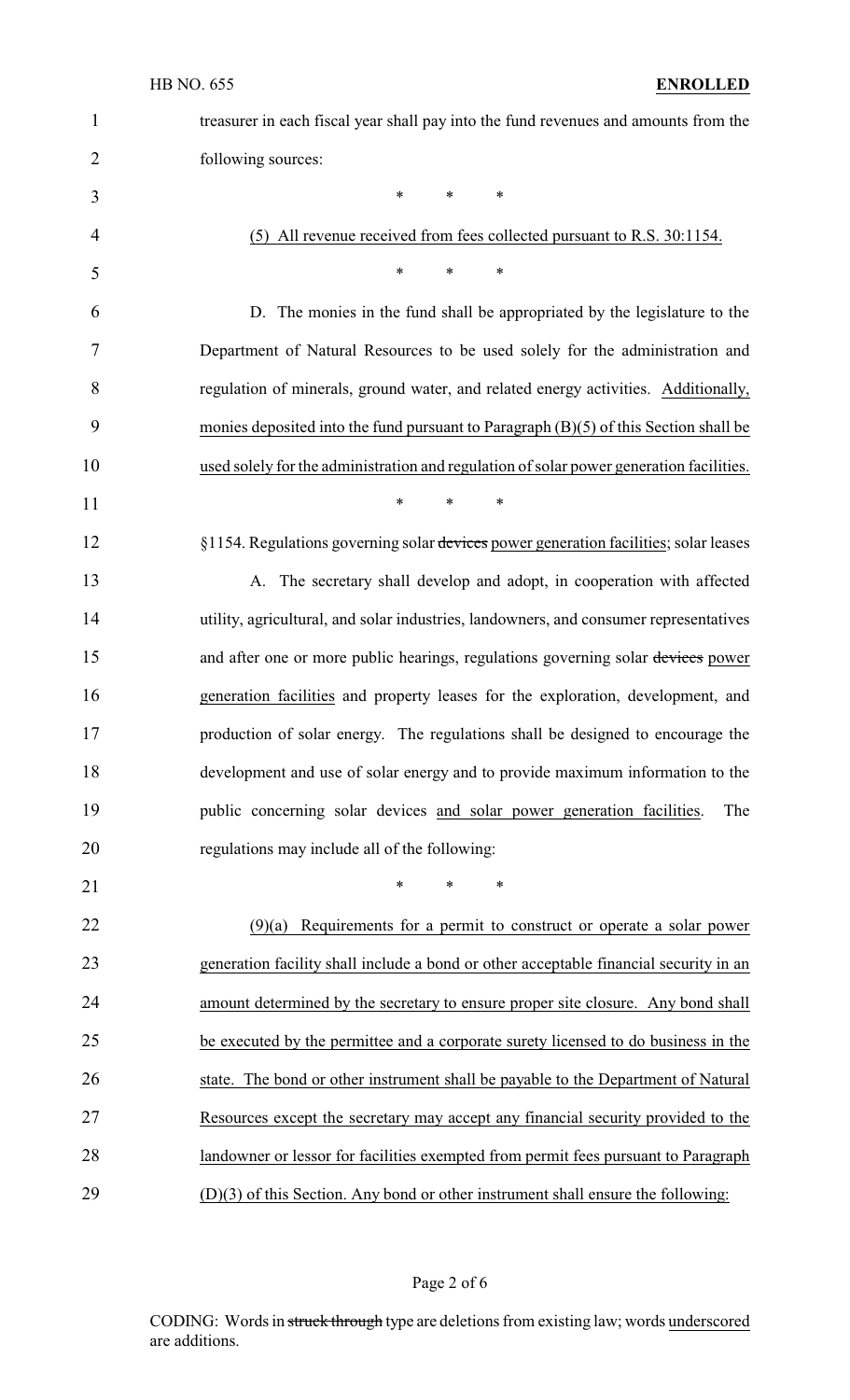treasurer in each fiscal year shall pay into the fund revenues and amounts from the following sources:

\* \* \*

(5) All revenue received from fees collected pursuant to R.S. 30:1154.

\* \* \*

D. The monies in the fund shall be appropriated by the legislature to the Department of Natural Resources to be used solely for the administration and regulation of minerals, ground water, and related energy activities. Additionally, monies deposited into the fund pursuant to Paragraph (B)(5) of this Section shall be used solely for the administration and regulation of solar power generation facilities.

\* \* \*

§1154. Regulations governing solar ~~devices~~ power generation facilities; solar leases

A. The secretary shall develop and adopt, in cooperation with affected utility, agricultural, and solar industries, landowners, and consumer representatives and after one or more public hearings, regulations governing solar ~~devices~~ power generation facilities and property leases for the exploration, development, and production of solar energy. The regulations shall be designed to encourage the development and use of solar energy and to provide maximum information to the public concerning solar devices and solar power generation facilities. The regulations may include all of the following:

\* \* \*

(9)(a) Requirements for a permit to construct or operate a solar power generation facility shall include a bond or other acceptable financial security in an amount determined by the secretary to ensure proper site closure. Any bond shall be executed by the permittee and a corporate surety licensed to do business in the state. The bond or other instrument shall be payable to the Department of Natural Resources except the secretary may accept any financial security provided to the landowner or lessor for facilities exempted from permit fees pursuant to Paragraph (D)(3) of this Section. Any bond or other instrument shall ensure the following: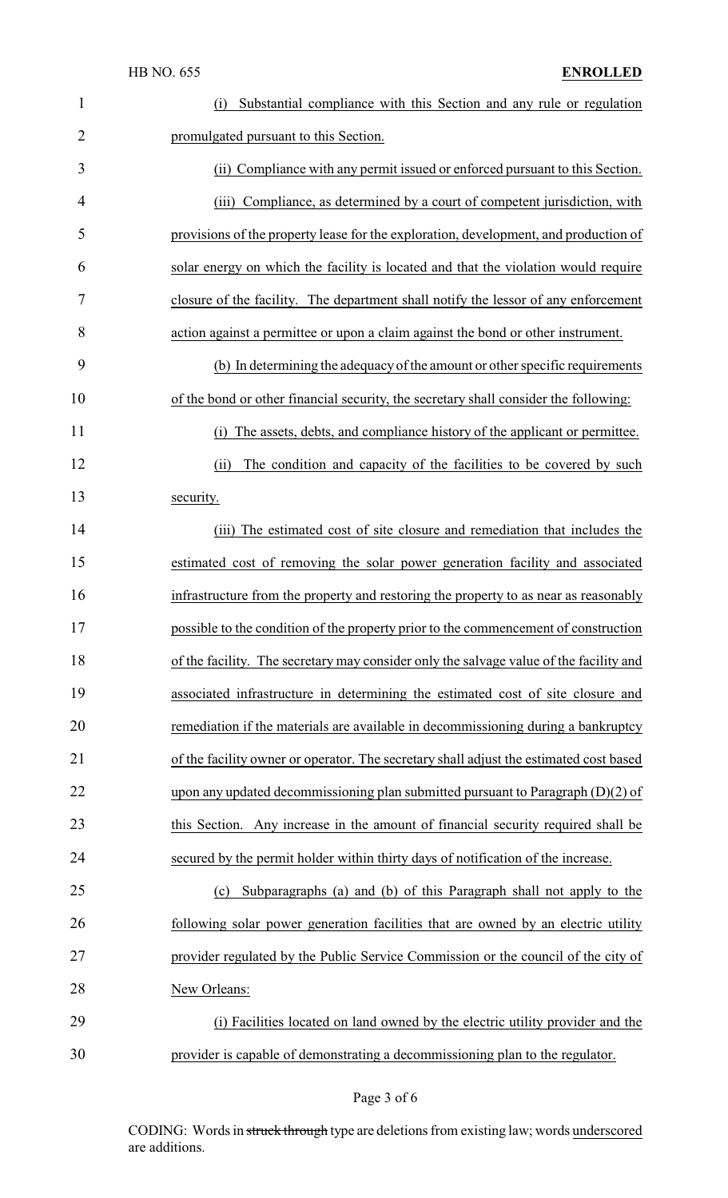(i) Substantial compliance with this Section and any rule or regulation promulgated pursuant to this Section.

(ii) Compliance with any permit issued or enforced pursuant to this Section.

(iii) Compliance, as determined by a court of competent jurisdiction, with provisions of the property lease for the exploration, development, and production of solar energy on which the facility is located and that the violation would require closure of the facility. The department shall notify the lessor of any enforcement action against a permittee or upon a claim against the bond or other instrument.

(b) In determining the adequacy of the amount or other specific requirements of the bond or other financial security, the secretary shall consider the following:

(i) The assets, debts, and compliance history of the applicant or permittee.

(ii) The condition and capacity of the facilities to be covered by such security.

(iii) The estimated cost of site closure and remediation that includes the estimated cost of removing the solar power generation facility and associated infrastructure from the property and restoring the property to as near as reasonably possible to the condition of the property prior to the commencement of construction of the facility. The secretary may consider only the salvage value of the facility and associated infrastructure in determining the estimated cost of site closure and remediation if the materials are available in decommissioning during a bankruptcy of the facility owner or operator. The secretary shall adjust the estimated cost based upon any updated decommissioning plan submitted pursuant to Paragraph (D)(2) of this Section. Any increase in the amount of financial security required shall be secured by the permit holder within thirty days of notification of the increase.

(c) Subparagraphs (a) and (b) of this Paragraph shall not apply to the following solar power generation facilities that are owned by an electric utility provider regulated by the Public Service Commission or the council of the city of New Orleans:

(i) Facilities located on land owned by the electric utility provider and the provider is capable of demonstrating a decommissioning plan to the regulator.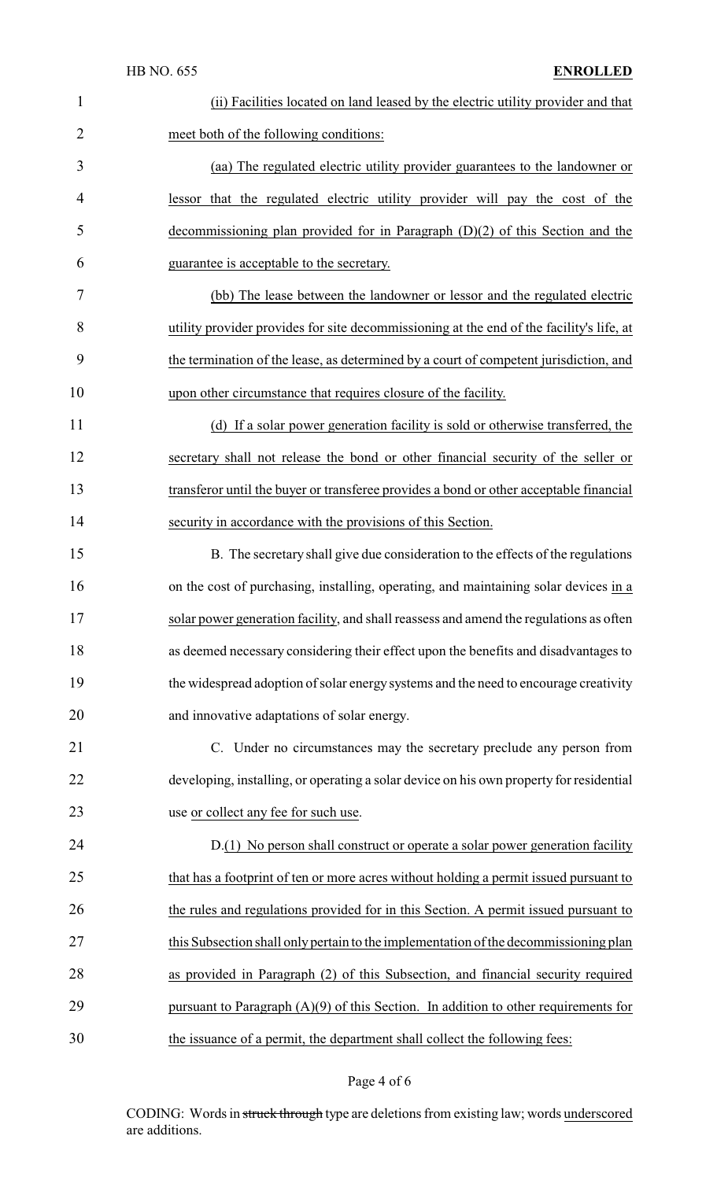(ii) Facilities located on land leased by the electric utility provider and that meet both of the following conditions:

(aa) The regulated electric utility provider guarantees to the landowner or lessor that the regulated electric utility provider will pay the cost of the decommissioning plan provided for in Paragraph (D)(2) of this Section and the guarantee is acceptable to the secretary.

(bb) The lease between the landowner or lessor and the regulated electric utility provider provides for site decommissioning at the end of the facility's life, at the termination of the lease, as determined by a court of competent jurisdiction, and upon other circumstance that requires closure of the facility.

(d) If a solar power generation facility is sold or otherwise transferred, the secretary shall not release the bond or other financial security of the seller or transferor until the buyer or transferee provides a bond or other acceptable financial security in accordance with the provisions of this Section.

B. The secretary shall give due consideration to the effects of the regulations on the cost of purchasing, installing, operating, and maintaining solar devices in a solar power generation facility, and shall reassess and amend the regulations as often as deemed necessary considering their effect upon the benefits and disadvantages to the widespread adoption of solar energy systems and the need to encourage creativity and innovative adaptations of solar energy.

C. Under no circumstances may the secretary preclude any person from developing, installing, or operating a solar device on his own property for residential use or collect any fee for such use.

D.(1) No person shall construct or operate a solar power generation facility that has a footprint of ten or more acres without holding a permit issued pursuant to the rules and regulations provided for in this Section. A permit issued pursuant to this Subsection shall only pertain to the implementation of the decommissioning plan as provided in Paragraph (2) of this Subsection, and financial security required pursuant to Paragraph (A)(9) of this Section. In addition to other requirements for the issuance of a permit, the department shall collect the following fees: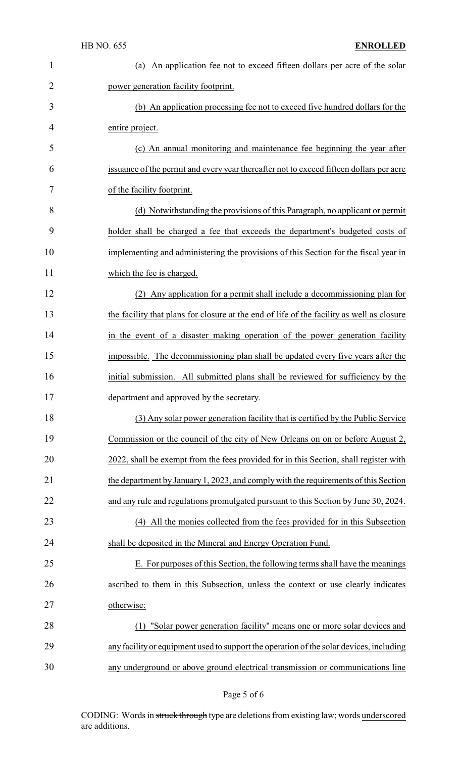(a) An application fee not to exceed fifteen dollars per acre of the solar power generation facility footprint.

(b) An application processing fee not to exceed five hundred dollars for the entire project.

(c) An annual monitoring and maintenance fee beginning the year after issuance of the permit and every year thereafter not to exceed fifteen dollars per acre of the facility footprint.

(d) Notwithstanding the provisions of this Paragraph, no applicant or permit holder shall be charged a fee that exceeds the department's budgeted costs of implementing and administering the provisions of this Section for the fiscal year in which the fee is charged.

(2) Any application for a permit shall include a decommissioning plan for the facility that plans for closure at the end of life of the facility as well as closure in the event of a disaster making operation of the power generation facility impossible. The decommissioning plan shall be updated every five years after the initial submission. All submitted plans shall be reviewed for sufficiency by the department and approved by the secretary.

(3) Any solar power generation facility that is certified by the Public Service Commission or the council of the city of New Orleans on on or before August 2, 2022, shall be exempt from the fees provided for in this Section, shall register with the department by January 1, 2023, and comply with the requirements of this Section and any rule and regulations promulgated pursuant to this Section by June 30, 2024.

(4) All the monies collected from the fees provided for in this Subsection shall be deposited in the Mineral and Energy Operation Fund.

E. For purposes of this Section, the following terms shall have the meanings ascribed to them in this Subsection, unless the context or use clearly indicates otherwise:

(1) "Solar power generation facility" means one or more solar devices and any facility or equipment used to support the operation of the solar devices, including any underground or above ground electrical transmission or communications line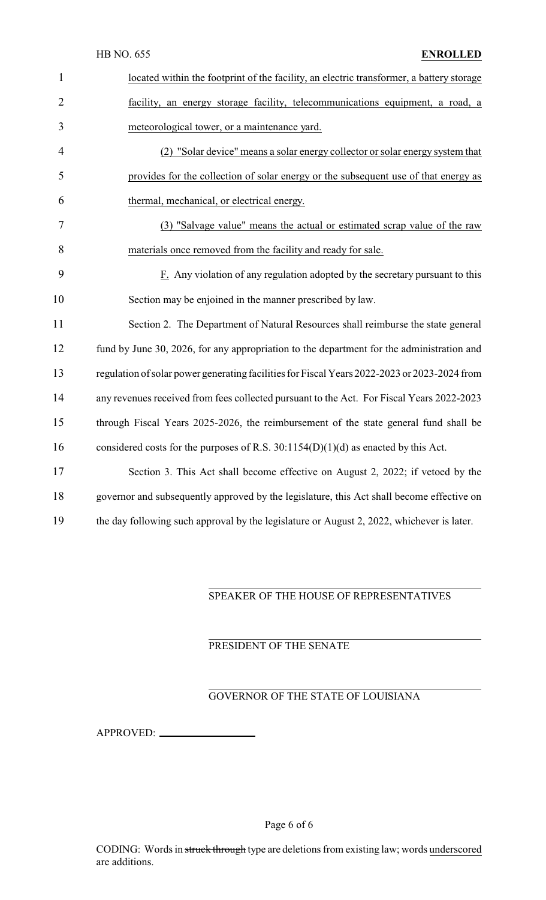located within the footprint of the facility, an electric transformer, a battery storage facility, an energy storage facility, telecommunications equipment, a road, a meteorological tower, or a maintenance yard.

(2) "Solar device" means a solar energy collector or solar energy system that provides for the collection of solar energy or the subsequent use of that energy as thermal, mechanical, or electrical energy.

(3) "Salvage value" means the actual or estimated scrap value of the raw materials once removed from the facility and ready for sale.

F. Any violation of any regulation adopted by the secretary pursuant to this Section may be enjoined in the manner prescribed by law.

Section 2. The Department of Natural Resources shall reimburse the state general fund by June 30, 2026, for any appropriation to the department for the administration and regulation of solar power generating facilities for Fiscal Years 2022-2023 or 2023-2024 from any revenues received from fees collected pursuant to the Act. For Fiscal Years 2022-2023 through Fiscal Years 2025-2026, the reimbursement of the state general fund shall be considered costs for the purposes of R.S. 30:1154(D)(1)(d) as enacted by this Act.

Section 3. This Act shall become effective on August 2, 2022; if vetoed by the governor and subsequently approved by the legislature, this Act shall become effective on the day following such approval by the legislature or August 2, 2022, whichever is later.

SPEAKER OF THE HOUSE OF REPRESENTATIVES

PRESIDENT OF THE SENATE

GOVERNOR OF THE STATE OF LOUISIANA

APPROVED: ____________________

CODING: Words in ~~struck through~~ type are deletions from existing law; words underscored are additions.